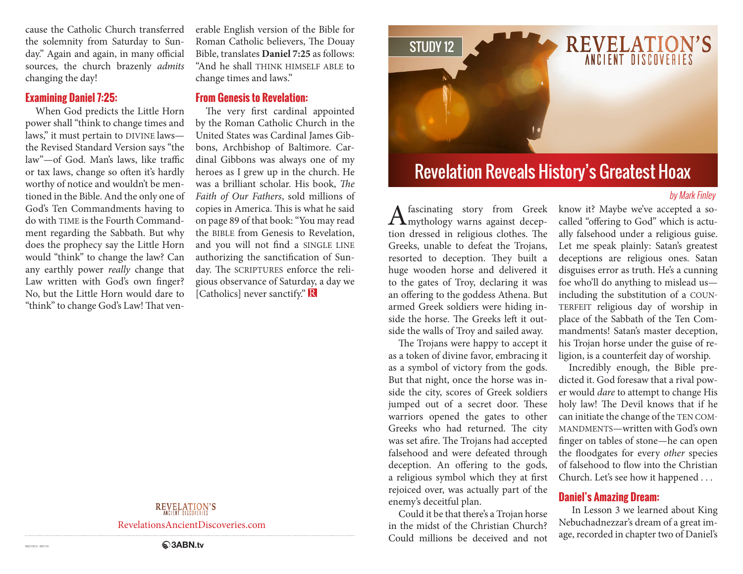cause the Catholic Church transferred the solemnity from Saturday to Sunday." Again and again, in many official sources, the church brazenly *admits* changing the day!

### Examining Daniel 7:25:

When God predicts the Little Horn power shall "think to change times and laws," it must pertain to DIVINE laws—the Revised Standard Version says "the law"—of God. Man's laws, like traffic or tax laws, change so often it's hardly worthy of notice and wouldn't be mentioned in the Bible. And the only one of God's Ten Commandments having to do with TIME is the Fourth Commandment regarding the Sabbath. But why does the prophecy say the Little Horn would "think" to change the law? Can any earthly power *really* change that Law written with God's own finger? No, but the Little Horn would dare to "think" to change God's Law! That venerable English version of the Bible for Roman Catholic believers, The Douay Bible, translates **Daniel 7:25** as follows: "And he shall THINK HIMSELF ABLE to change times and laws."

### From Genesis to Revelation:

The very first cardinal appointed by the Roman Catholic Church in the United States was Cardinal James Gibbons, Archbishop of Baltimore. Cardinal Gibbons was always one of my heroes as I grew up in the church. He was a brilliant scholar. His book, *The Faith of Our Fathers*, sold millions of copies in America. This is what he said on page 89 of that book: "You may read the BIBLE from Genesis to Revelation, and you will not find a SINGLE LINE authorizing the sanctification of Sunday. The SCRIPTURES enforce the religious observance of Saturday, a day we [Catholics] never sanctify." R

REVELATION'S ANCIENT DISCOVERIES

RevelationsAncientDiscoveries.com

3ABN.tv

STUDY 12

REVELATION'S ANCIENT DISCOVERIES

# Revelation Reveals History's Greatest Hoax

*by Mark Finley*

A fascinating story from Greek mythology warns against deception dressed in religious clothes. The Greeks, unable to defeat the Trojans, resorted to deception. They built a huge wooden horse and delivered it to the gates of Troy, declaring it was an offering to the goddess Athena. But armed Greek soldiers were hiding inside the horse. The Greeks left it outside the walls of Troy and sailed away.

The Trojans were happy to accept it as a token of divine favor, embracing it as a symbol of victory from the gods. But that night, once the horse was inside the city, scores of Greek soldiers jumped out of a secret door. These warriors opened the gates to other Greeks who had returned. The city was set afire. The Trojans had accepted falsehood and were defeated through deception. An offering to the gods, a religious symbol which they at first rejoiced over, was actually part of the enemy's deceitful plan.

Could it be that there's a Trojan horse in the midst of the Christian Church? Could millions be deceived and not know it? Maybe we've accepted a so-called "offering to God" which is actually falsehood under a religious guise. Let me speak plainly: Satan's greatest deceptions are religious ones. Satan disguises error as truth. He's a cunning foe who'll do anything to mislead us—including the substitution of a COUNTERFEIT religious day of worship in place of the Sabbath of the Ten Commandments! Satan's master deception, his Trojan horse under the guise of religion, is a counterfeit day of worship.

Incredibly enough, the Bible predicted it. God foresaw that a rival power would *dare* to attempt to change His holy law! The Devil knows that if he can initiate the change of the TEN COMMANDMENTS—written with God's own finger on tables of stone—he can open the floodgates for every *other* species of falsehood to flow into the Christian Church. Let's see how it happened . . .

### Daniel's Amazing Dream:

In Lesson 3 we learned about King Nebuchadnezzar's dream of a great image, recorded in chapter two of Daniel's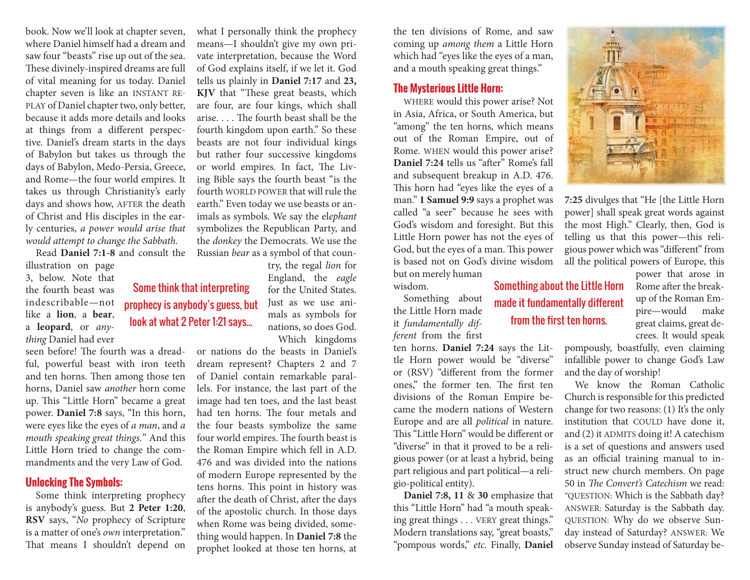book. Now we'll look at chapter seven, where Daniel himself had a dream and saw four "beasts" rise up out of the sea. These divinely-inspired dreams are full of vital meaning for us today. Daniel chapter seven is like an INSTANT REPLAY of Daniel chapter two, only better, because it adds more details and looks at things from a different perspective. Daniel's dream starts in the days of Babylon but takes us through the days of Babylon, Medo-Persia, Greece, and Rome—the four world empires. It takes us through Christianity's early days and shows how, AFTER the death of Christ and His disciples in the early centuries, *a power would arise that would attempt to change the Sabbath.*

Read **Daniel 7:1-8** and consult the illustration on page 3, below. Note that the fourth beast was indescribable—not like a **lion**, a **bear**, a **leopard**, or *anything* Daniel had ever seen before! The fourth was a dreadful, powerful beast with iron teeth and ten horns. Then among those ten horns, Daniel saw *another* horn come up. This "Little Horn" became a great power. **Daniel 7:8** says, "In this horn, were eyes like the eyes of *a man*, and *a mouth speaking great things.*" And this Little Horn tried to change the commandments and the very Law of God.

## Unlocking The Symbols:

Some think interpreting prophecy is anybody's guess. But **2 Peter 1:20, RSV** says, "*No* prophecy of Scripture is a matter of one's *own* interpretation." That means I shouldn't depend on what I personally think the prophecy means—I shouldn't give my own private interpretation, because the Word of God explains itself, if we let it. God tells us plainly in **Daniel 7:17** and **23, KJV** that "These great beasts, which are four, are four kings, which shall arise. . . . The fourth beast shall be the fourth kingdom upon earth." So these beasts are not four individual kings but rather four successive kingdoms or world empires. In fact, The Living Bible says the fourth beast "is the fourth WORLD POWER that will rule the earth." Even today we use beasts or animals as symbols. We say the el*ephant* symbolizes the Republican Party, and the *donkey* the Democrats. We use the Russian *bear* as a symbol of that country, the regal *lion* for England, the *eagle* for the United States. Just as we use animals as symbols for nations, so does God.

> Some think that interpreting prophecy is anybody's guess, but look at what 2 Peter 1:21 says...

Which kingdoms or nations do the beasts in Daniel's dream represent? Chapters 2 and 7 of Daniel contain remarkable parallels. For instance, the last part of the image had ten toes, and the last beast had ten horns. The four metals and the four beasts symbolize the same four world empires. The fourth beast is the Roman Empire which fell in A.D. 476 and was divided into the nations of modern Europe represented by the tens horns. This point in history was after the death of Christ, after the days of the apostolic church. In those days when Rome was being divided, something would happen. In **Daniel 7:8** the prophet looked at those ten horns, at the ten divisions of Rome, and saw coming up *among them* a Little Horn which had "eyes like the eyes of a man, and a mouth speaking great things."

## The Mysterious Little Horn:

WHERE would this power arise? Not in Asia, Africa, or South America, but "among" the ten horns, which means out of the Roman Empire, out of Rome. WHEN would this power arise? **Daniel 7:24** tells us "after" Rome's fall and subsequent breakup in A.D. 476. This horn had "eyes like the eyes of a man." **1 Samuel 9:9** says a prophet was called "a seer" because he sees with God's wisdom and foresight. But this Little Horn power has not the eyes of God, but the eyes of a man. This power is based not on God's divine wisdom but on merely human wisdom.

Something about the Little Horn made it *fundamentally different* from the first ten horns. **Daniel 7:24** says the Little Horn power would be "diverse" or (RSV) "different from the former ones," the former ten. The first ten divisions of the Roman Empire became the modern nations of Western Europe and are all *political* in nature. This "Little Horn" would be different or "diverse" in that it proved to be a religious power (or at least a hybrid, being part religious and part political—a religio-political entity).

> Something about the Little Horn made it fundamentally different from the first ten horns.

**Daniel 7:8, 11** & **30** emphasize that this "Little Horn" had "a mouth speaking great things . . . VERY great things." Modern translations say, "great boasts," "pompous words," *etc.* Finally, **Daniel 7:25** divulges that "He [the Little Horn power] shall speak great words against the most High." Clearly, then, God is telling us that this power—this religious power which was "different" from all the political powers of Europe, this power that arose in Rome after the breakup of the Roman Empire—would make great claims, great decrees. It would speak pompously, boastfully, even claiming infallible power to change God's Law and the day of worship!

We know the Roman Catholic Church is responsible for this predicted change for two reasons: (1) It's the only institution that COULD have done it, and (2) it ADMITS doing it! A catechism is a set of questions and answers used as an official training manual to instruct new church members. On page 50 in *The Convert's Catechism* we read: "QUESTION: Which is the Sabbath day? ANSWER: Saturday is the Sabbath day. QUESTION: Why do we observe Sunday instead of Saturday? ANSWER: We observe Sunday instead of Saturday be-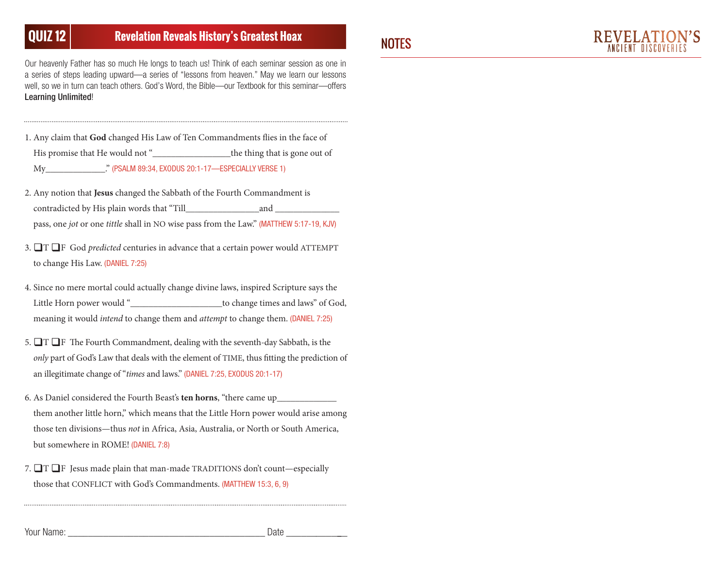# QUIZ 12 Revelation Reveals History's Greatest Hoax

Our heavenly Father has so much He longs to teach us! Think of each seminar session as one in a series of steps leading upward—a series of "lessons from heaven." May we learn our lessons well, so we in turn can teach others. God's Word, the Bible—our Textbook for this seminar—offers **Learning Unlimited**!

1. Any claim that **God** changed His Law of Ten Commandments flies in the face of His promise that He would not "_________________the thing that is gone out of My_____________." (PSALM 89:34, EXODUS 20:1-17—ESPECIALLY VERSE 1)

2. Any notion that **Jesus** changed the Sabbath of the Fourth Commandment is contradicted by His plain words that "Till________________and ______________ pass, one *jot* or one *tittle* shall in NO wise pass from the Law." (MATTHEW 5:17-19, KJV)

3. ❑T ❑F God *predicted* centuries in advance that a certain power would ATTEMPT to change His Law. (DANIEL 7:25)

4. Since no mere mortal could actually change divine laws, inspired Scripture says the Little Horn power would "____________________to change times and laws" of God, meaning it would *intend* to change them and *attempt* to change them. (DANIEL 7:25)

5. ❑T ❑F The Fourth Commandment, dealing with the seventh-day Sabbath, is the *only* part of God's Law that deals with the element of TIME, thus fitting the prediction of an illegitimate change of "*times* and laws." (DANIEL 7:25, EXODUS 20:1-17)

6. As Daniel considered the Fourth Beast's **ten horns**, "there came up_____________ them another little horn," which means that the Little Horn power would arise among those ten divisions—thus *not* in Africa, Asia, Australia, or North or South America, but somewhere in ROME! (DANIEL 7:8)

7. ❑T ❑F Jesus made plain that man-made TRADITIONS don't count—especially those that CONFLICT with God's Commandments. (MATTHEW 15:3, 6, 9)

Your Name: __________________________________________ Date _____________

## NOTES